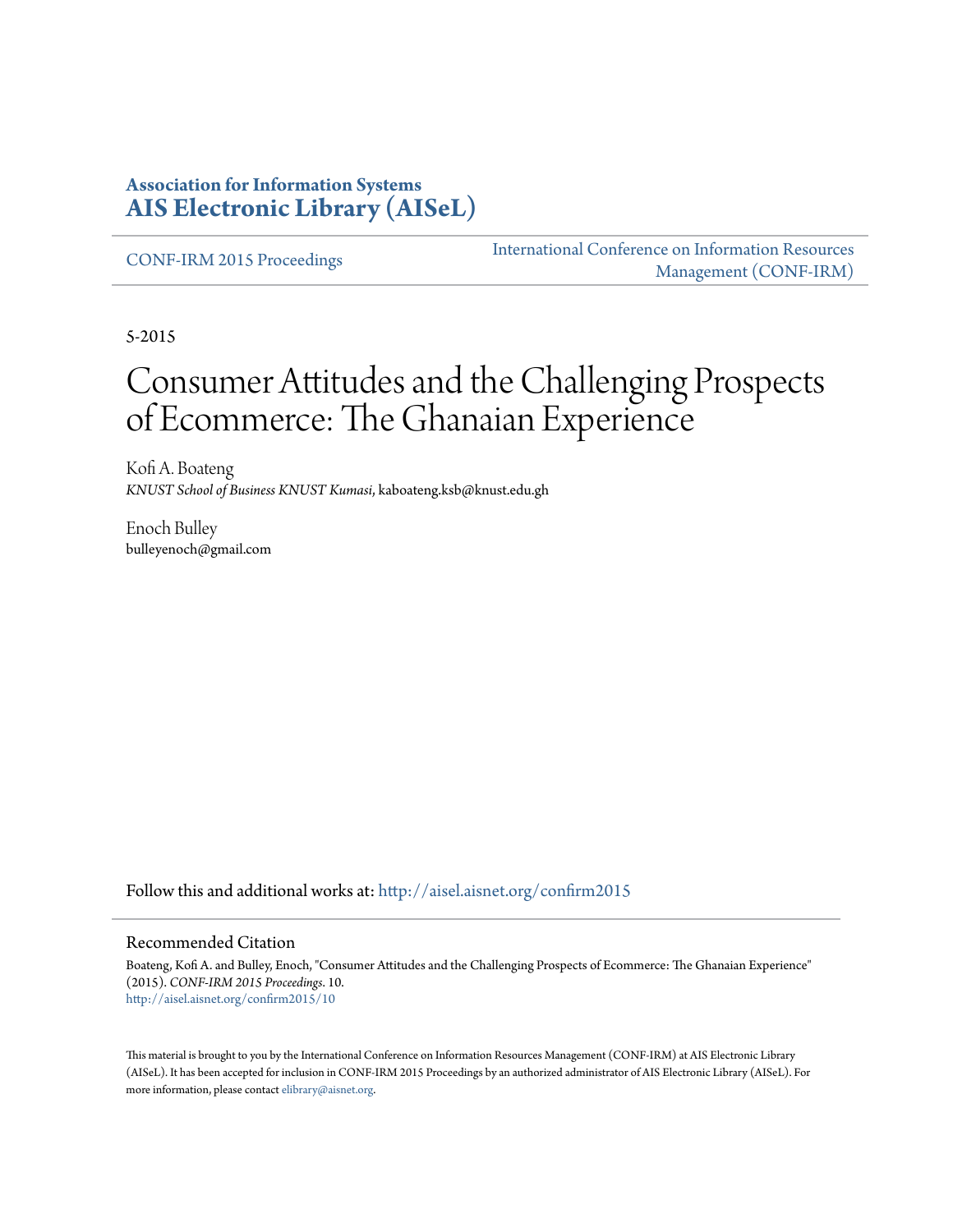**Association for Information Systems**
**AIS Electronic Library (AISeL)**

CONF-IRM 2015 Proceedings

International Conference on Information Resources Management (CONF-IRM)

5-2015

# Consumer Attitudes and the Challenging Prospects of Ecommerce: The Ghanaian Experience

Kofi A. Boateng
*KNUST School of Business KNUST Kumasi*, kaboateng.ksb@knust.edu.gh

Enoch Bulley
bulleyenoch@gmail.com

Follow this and additional works at: http://aisel.aisnet.org/confirm2015

## Recommended Citation

Boateng, Kofi A. and Bulley, Enoch, "Consumer Attitudes and the Challenging Prospects of Ecommerce: The Ghanaian Experience" (2015). *CONF-IRM 2015 Proceedings*. 10.
http://aisel.aisnet.org/confirm2015/10

This material is brought to you by the International Conference on Information Resources Management (CONF-IRM) at AIS Electronic Library (AISeL). It has been accepted for inclusion in CONF-IRM 2015 Proceedings by an authorized administrator of AIS Electronic Library (AISeL). For more information, please contact elibrary@aisnet.org.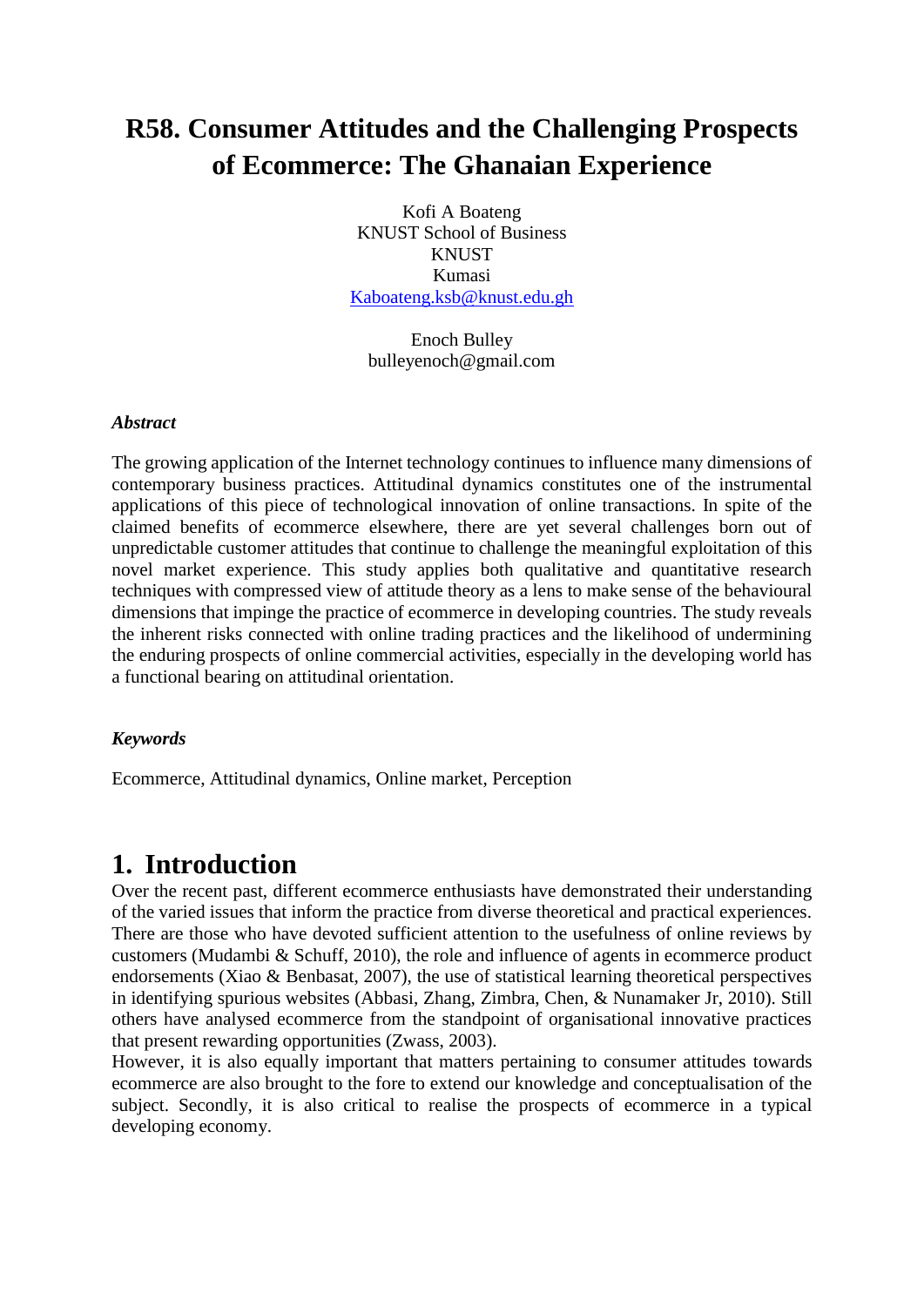# R58. Consumer Attitudes and the Challenging Prospects of Ecommerce: The Ghanaian Experience

Kofi A Boateng
KNUST School of Business
KNUST
Kumasi
Kaboateng.ksb@knust.edu.gh

Enoch Bulley
bulleyenoch@gmail.com

### *Abstract*

The growing application of the Internet technology continues to influence many dimensions of contemporary business practices. Attitudinal dynamics constitutes one of the instrumental applications of this piece of technological innovation of online transactions. In spite of the claimed benefits of ecommerce elsewhere, there are yet several challenges born out of unpredictable customer attitudes that continue to challenge the meaningful exploitation of this novel market experience. This study applies both qualitative and quantitative research techniques with compressed view of attitude theory as a lens to make sense of the behavioural dimensions that impinge the practice of ecommerce in developing countries. The study reveals the inherent risks connected with online trading practices and the likelihood of undermining the enduring prospects of online commercial activities, especially in the developing world has a functional bearing on attitudinal orientation.

### *Keywords*

Ecommerce, Attitudinal dynamics, Online market, Perception

## 1. Introduction

Over the recent past, different ecommerce enthusiasts have demonstrated their understanding of the varied issues that inform the practice from diverse theoretical and practical experiences. There are those who have devoted sufficient attention to the usefulness of online reviews by customers (Mudambi & Schuff, 2010), the role and influence of agents in ecommerce product endorsements (Xiao & Benbasat, 2007), the use of statistical learning theoretical perspectives in identifying spurious websites (Abbasi, Zhang, Zimbra, Chen, & Nunamaker Jr, 2010). Still others have analysed ecommerce from the standpoint of organisational innovative practices that present rewarding opportunities (Zwass, 2003).

However, it is also equally important that matters pertaining to consumer attitudes towards ecommerce are also brought to the fore to extend our knowledge and conceptualisation of the subject. Secondly, it is also critical to realise the prospects of ecommerce in a typical developing economy.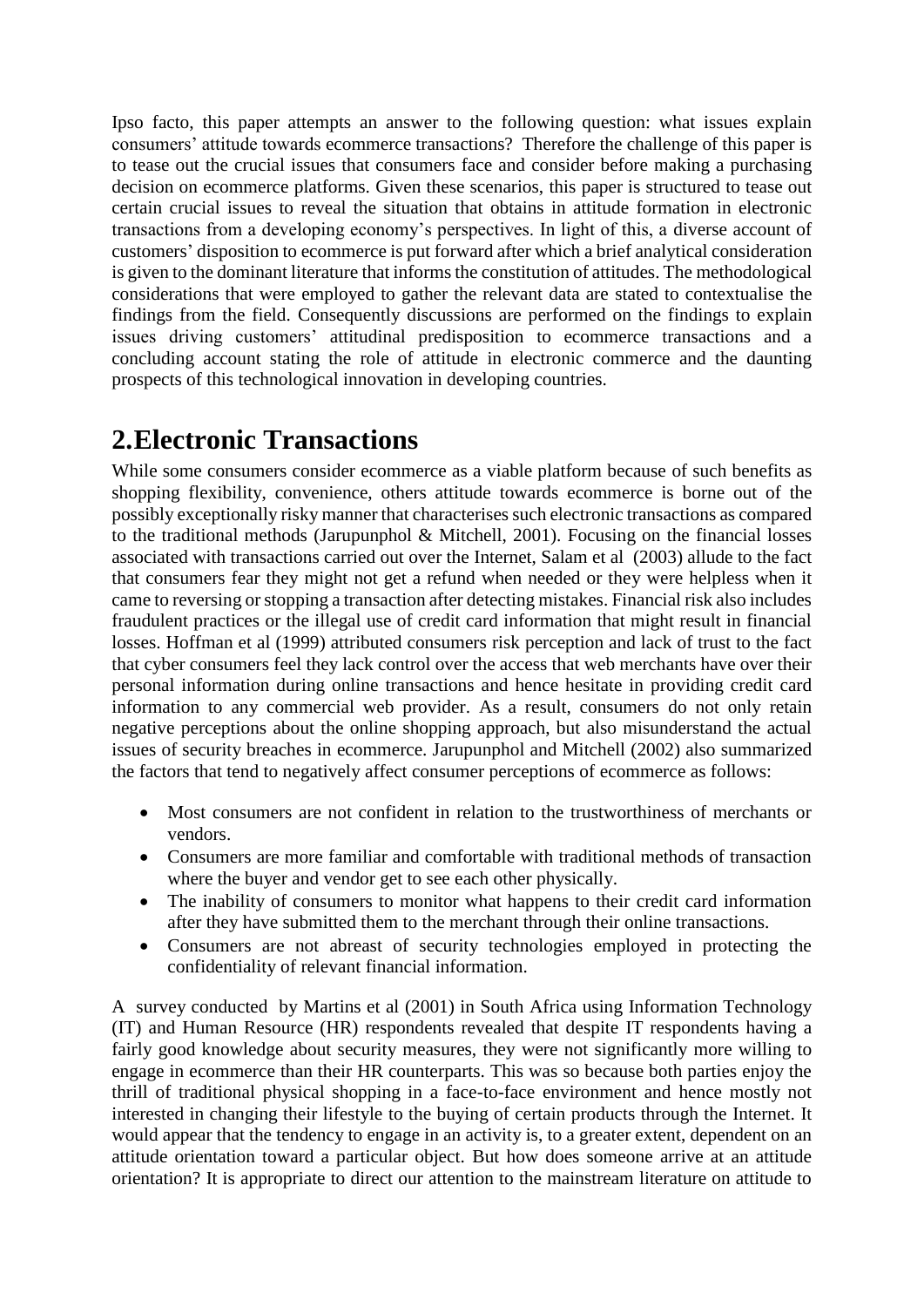Ipso facto, this paper attempts an answer to the following question: what issues explain consumers' attitude towards ecommerce transactions? Therefore the challenge of this paper is to tease out the crucial issues that consumers face and consider before making a purchasing decision on ecommerce platforms. Given these scenarios, this paper is structured to tease out certain crucial issues to reveal the situation that obtains in attitude formation in electronic transactions from a developing economy's perspectives. In light of this, a diverse account of customers' disposition to ecommerce is put forward after which a brief analytical consideration is given to the dominant literature that informs the constitution of attitudes. The methodological considerations that were employed to gather the relevant data are stated to contextualise the findings from the field. Consequently discussions are performed on the findings to explain issues driving customers' attitudinal predisposition to ecommerce transactions and a concluding account stating the role of attitude in electronic commerce and the daunting prospects of this technological innovation in developing countries.

# 2.Electronic Transactions

While some consumers consider ecommerce as a viable platform because of such benefits as shopping flexibility, convenience, others attitude towards ecommerce is borne out of the possibly exceptionally risky manner that characterises such electronic transactions as compared to the traditional methods (Jarupunphol & Mitchell, 2001). Focusing on the financial losses associated with transactions carried out over the Internet, Salam et al (2003) allude to the fact that consumers fear they might not get a refund when needed or they were helpless when it came to reversing or stopping a transaction after detecting mistakes. Financial risk also includes fraudulent practices or the illegal use of credit card information that might result in financial losses. Hoffman et al (1999) attributed consumers risk perception and lack of trust to the fact that cyber consumers feel they lack control over the access that web merchants have over their personal information during online transactions and hence hesitate in providing credit card information to any commercial web provider. As a result, consumers do not only retain negative perceptions about the online shopping approach, but also misunderstand the actual issues of security breaches in ecommerce. Jarupunphol and Mitchell (2002) also summarized the factors that tend to negatively affect consumer perceptions of ecommerce as follows:

- Most consumers are not confident in relation to the trustworthiness of merchants or vendors.
- Consumers are more familiar and comfortable with traditional methods of transaction where the buyer and vendor get to see each other physically.
- The inability of consumers to monitor what happens to their credit card information after they have submitted them to the merchant through their online transactions.
- Consumers are not abreast of security technologies employed in protecting the confidentiality of relevant financial information.

A survey conducted by Martins et al (2001) in South Africa using Information Technology (IT) and Human Resource (HR) respondents revealed that despite IT respondents having a fairly good knowledge about security measures, they were not significantly more willing to engage in ecommerce than their HR counterparts. This was so because both parties enjoy the thrill of traditional physical shopping in a face-to-face environment and hence mostly not interested in changing their lifestyle to the buying of certain products through the Internet. It would appear that the tendency to engage in an activity is, to a greater extent, dependent on an attitude orientation toward a particular object. But how does someone arrive at an attitude orientation? It is appropriate to direct our attention to the mainstream literature on attitude to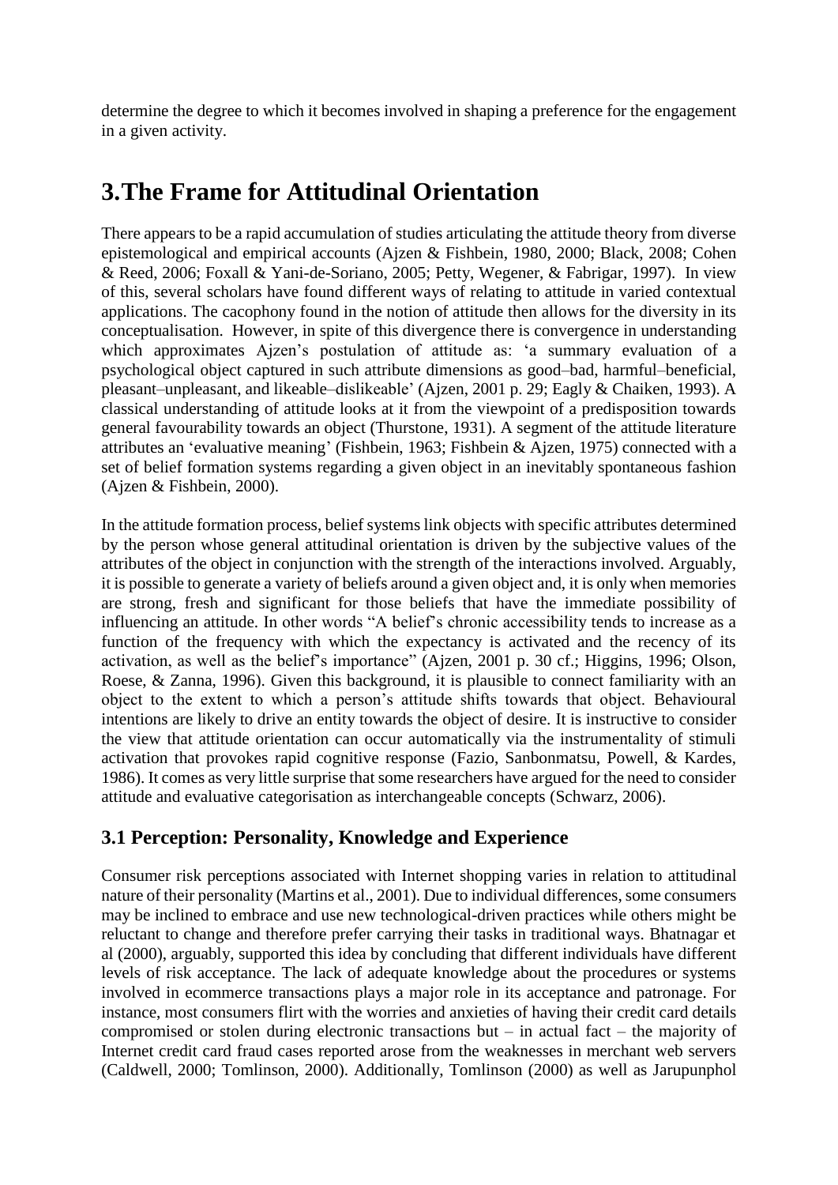determine the degree to which it becomes involved in shaping a preference for the engagement in a given activity.

# 3.The Frame for Attitudinal Orientation

There appears to be a rapid accumulation of studies articulating the attitude theory from diverse epistemological and empirical accounts (Ajzen & Fishbein, 1980, 2000; Black, 2008; Cohen & Reed, 2006; Foxall & Yani-de-Soriano, 2005; Petty, Wegener, & Fabrigar, 1997). In view of this, several scholars have found different ways of relating to attitude in varied contextual applications. The cacophony found in the notion of attitude then allows for the diversity in its conceptualisation. However, in spite of this divergence there is convergence in understanding which approximates Ajzen's postulation of attitude as: 'a summary evaluation of a psychological object captured in such attribute dimensions as good–bad, harmful–beneficial, pleasant–unpleasant, and likeable–dislikeable' (Ajzen, 2001 p. 29; Eagly & Chaiken, 1993). A classical understanding of attitude looks at it from the viewpoint of a predisposition towards general favourability towards an object (Thurstone, 1931). A segment of the attitude literature attributes an 'evaluative meaning' (Fishbein, 1963; Fishbein & Ajzen, 1975) connected with a set of belief formation systems regarding a given object in an inevitably spontaneous fashion (Ajzen & Fishbein, 2000).

In the attitude formation process, belief systems link objects with specific attributes determined by the person whose general attitudinal orientation is driven by the subjective values of the attributes of the object in conjunction with the strength of the interactions involved. Arguably, it is possible to generate a variety of beliefs around a given object and, it is only when memories are strong, fresh and significant for those beliefs that have the immediate possibility of influencing an attitude. In other words "A belief's chronic accessibility tends to increase as a function of the frequency with which the expectancy is activated and the recency of its activation, as well as the belief's importance" (Ajzen, 2001 p. 30 cf.; Higgins, 1996; Olson, Roese, & Zanna, 1996). Given this background, it is plausible to connect familiarity with an object to the extent to which a person's attitude shifts towards that object. Behavioural intentions are likely to drive an entity towards the object of desire. It is instructive to consider the view that attitude orientation can occur automatically via the instrumentality of stimuli activation that provokes rapid cognitive response (Fazio, Sanbonmatsu, Powell, & Kardes, 1986). It comes as very little surprise that some researchers have argued for the need to consider attitude and evaluative categorisation as interchangeable concepts (Schwarz, 2006).

## 3.1 Perception: Personality, Knowledge and Experience

Consumer risk perceptions associated with Internet shopping varies in relation to attitudinal nature of their personality (Martins et al., 2001). Due to individual differences, some consumers may be inclined to embrace and use new technological-driven practices while others might be reluctant to change and therefore prefer carrying their tasks in traditional ways. Bhatnagar et al (2000), arguably, supported this idea by concluding that different individuals have different levels of risk acceptance. The lack of adequate knowledge about the procedures or systems involved in ecommerce transactions plays a major role in its acceptance and patronage. For instance, most consumers flirt with the worries and anxieties of having their credit card details compromised or stolen during electronic transactions but – in actual fact – the majority of Internet credit card fraud cases reported arose from the weaknesses in merchant web servers (Caldwell, 2000; Tomlinson, 2000). Additionally, Tomlinson (2000) as well as Jarupunphol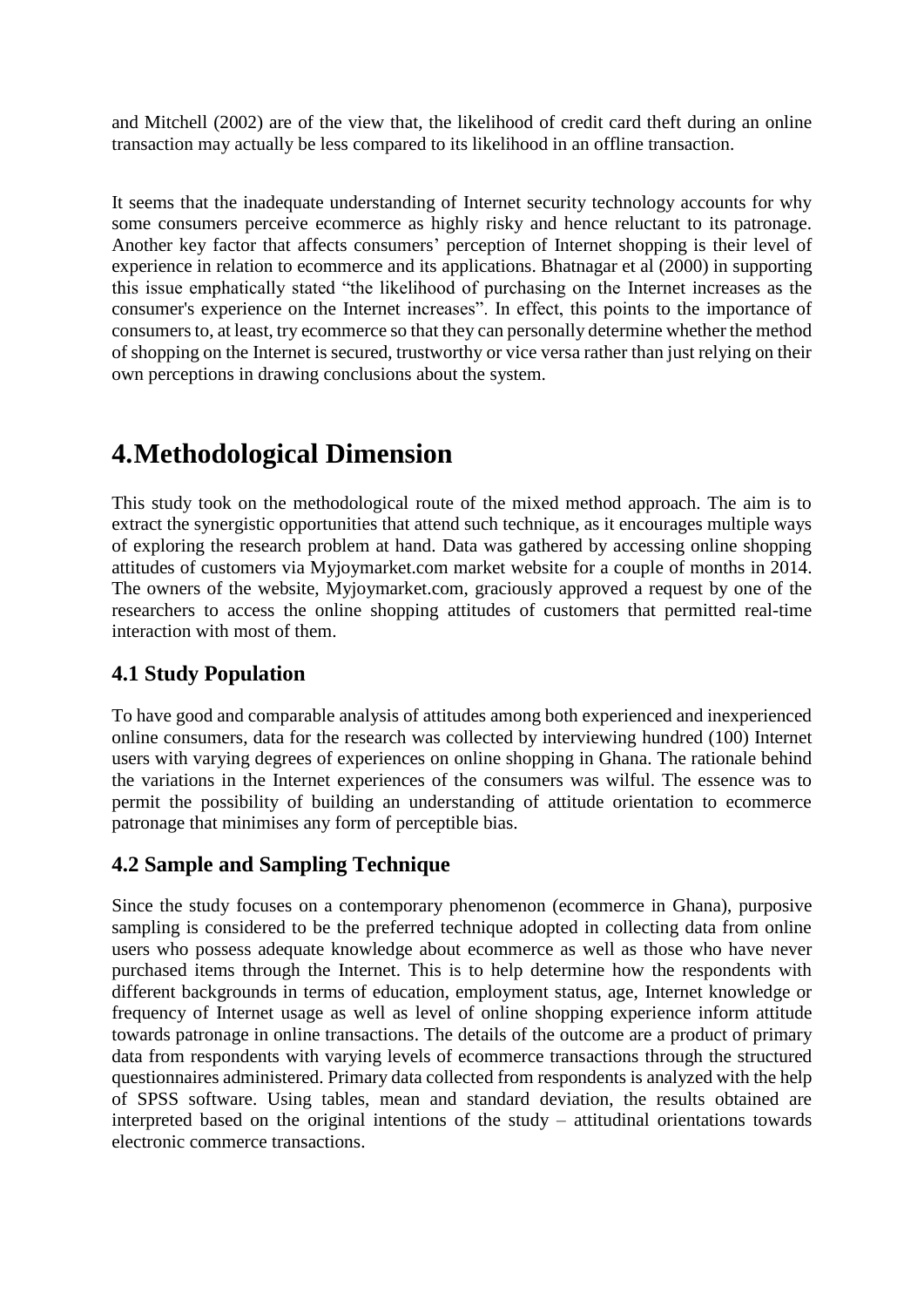and Mitchell (2002) are of the view that, the likelihood of credit card theft during an online transaction may actually be less compared to its likelihood in an offline transaction.

It seems that the inadequate understanding of Internet security technology accounts for why some consumers perceive ecommerce as highly risky and hence reluctant to its patronage. Another key factor that affects consumers' perception of Internet shopping is their level of experience in relation to ecommerce and its applications. Bhatnagar et al (2000) in supporting this issue emphatically stated "the likelihood of purchasing on the Internet increases as the consumer's experience on the Internet increases". In effect, this points to the importance of consumers to, at least, try ecommerce so that they can personally determine whether the method of shopping on the Internet is secured, trustworthy or vice versa rather than just relying on their own perceptions in drawing conclusions about the system.

# 4.Methodological Dimension

This study took on the methodological route of the mixed method approach. The aim is to extract the synergistic opportunities that attend such technique, as it encourages multiple ways of exploring the research problem at hand. Data was gathered by accessing online shopping attitudes of customers via Myjoymarket.com market website for a couple of months in 2014. The owners of the website, Myjoymarket.com, graciously approved a request by one of the researchers to access the online shopping attitudes of customers that permitted real-time interaction with most of them.

## 4.1 Study Population

To have good and comparable analysis of attitudes among both experienced and inexperienced online consumers, data for the research was collected by interviewing hundred (100) Internet users with varying degrees of experiences on online shopping in Ghana. The rationale behind the variations in the Internet experiences of the consumers was wilful. The essence was to permit the possibility of building an understanding of attitude orientation to ecommerce patronage that minimises any form of perceptible bias.

## 4.2 Sample and Sampling Technique

Since the study focuses on a contemporary phenomenon (ecommerce in Ghana), purposive sampling is considered to be the preferred technique adopted in collecting data from online users who possess adequate knowledge about ecommerce as well as those who have never purchased items through the Internet. This is to help determine how the respondents with different backgrounds in terms of education, employment status, age, Internet knowledge or frequency of Internet usage as well as level of online shopping experience inform attitude towards patronage in online transactions. The details of the outcome are a product of primary data from respondents with varying levels of ecommerce transactions through the structured questionnaires administered. Primary data collected from respondents is analyzed with the help of SPSS software. Using tables, mean and standard deviation, the results obtained are interpreted based on the original intentions of the study – attitudinal orientations towards electronic commerce transactions.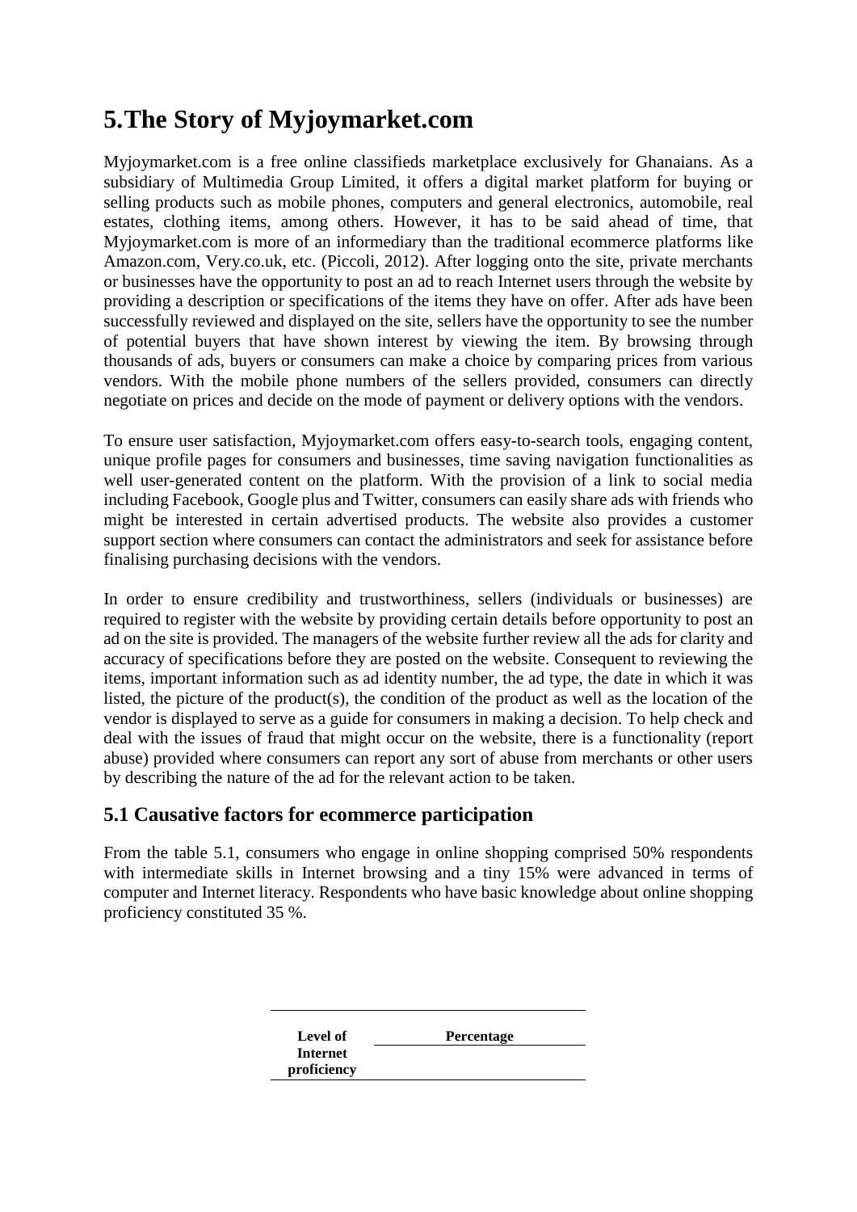# 5. The Story of Myjoymarket.com

Myjoymarket.com is a free online classifieds marketplace exclusively for Ghanaians. As a subsidiary of Multimedia Group Limited, it offers a digital market platform for buying or selling products such as mobile phones, computers and general electronics, automobile, real estates, clothing items, among others. However, it has to be said ahead of time, that Myjoymarket.com is more of an informediary than the traditional ecommerce platforms like Amazon.com, Very.co.uk, etc. (Piccoli, 2012). After logging onto the site, private merchants or businesses have the opportunity to post an ad to reach Internet users through the website by providing a description or specifications of the items they have on offer. After ads have been successfully reviewed and displayed on the site, sellers have the opportunity to see the number of potential buyers that have shown interest by viewing the item. By browsing through thousands of ads, buyers or consumers can make a choice by comparing prices from various vendors. With the mobile phone numbers of the sellers provided, consumers can directly negotiate on prices and decide on the mode of payment or delivery options with the vendors.

To ensure user satisfaction, Myjoymarket.com offers easy-to-search tools, engaging content, unique profile pages for consumers and businesses, time saving navigation functionalities as well user-generated content on the platform. With the provision of a link to social media including Facebook, Google plus and Twitter, consumers can easily share ads with friends who might be interested in certain advertised products. The website also provides a customer support section where consumers can contact the administrators and seek for assistance before finalising purchasing decisions with the vendors.

In order to ensure credibility and trustworthiness, sellers (individuals or businesses) are required to register with the website by providing certain details before opportunity to post an ad on the site is provided. The managers of the website further review all the ads for clarity and accuracy of specifications before they are posted on the website. Consequent to reviewing the items, important information such as ad identity number, the ad type, the date in which it was listed, the picture of the product(s), the condition of the product as well as the location of the vendor is displayed to serve as a guide for consumers in making a decision. To help check and deal with the issues of fraud that might occur on the website, there is a functionality (report abuse) provided where consumers can report any sort of abuse from merchants or other users by describing the nature of the ad for the relevant action to be taken.

## 5.1 Causative factors for ecommerce participation

From the table 5.1, consumers who engage in online shopping comprised 50% respondents with intermediate skills in Internet browsing and a tiny 15% were advanced in terms of computer and Internet literacy. Respondents who have basic knowledge about online shopping proficiency constituted 35 %.

| Level of Internet proficiency | Percentage |
|---|---|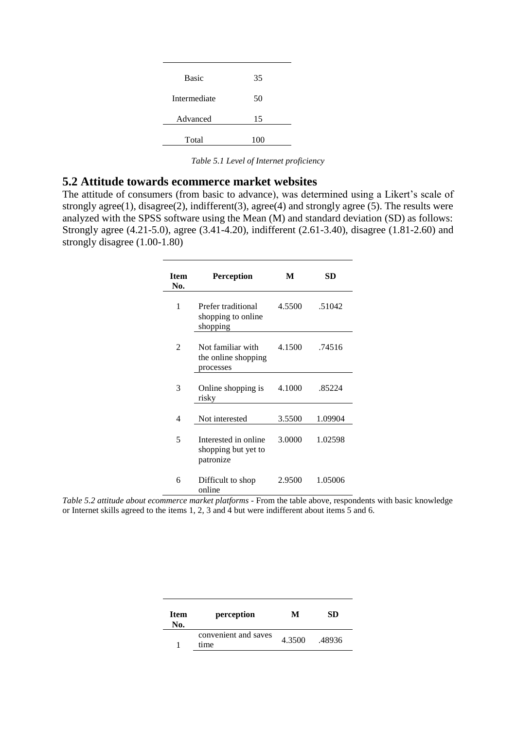| | |
|---|---|
| Basic | 35 |
| Intermediate | 50 |
| Advanced | 15 |
| Total | 100 |

*Table 5.1 Level of Internet proficiency*

## 5.2 Attitude towards ecommerce market websites

The attitude of consumers (from basic to advance), was determined using a Likert's scale of strongly agree(1), disagree(2), indifferent(3), agree(4) and strongly agree (5). The results were analyzed with the SPSS software using the Mean (M) and standard deviation (SD) as follows: Strongly agree (4.21-5.0), agree (3.41-4.20), indifferent (2.61-3.40), disagree (1.81-2.60) and strongly disagree (1.00-1.80)

| Item No. | Perception | M | SD |
|---|---|---|---|
| 1 | Prefer traditional shopping to online shopping | 4.5500 | .51042 |
| 2 | Not familiar with the online shopping processes | 4.1500 | .74516 |
| 3 | Online shopping is risky | 4.1000 | .85224 |
| 4 | Not interested | 3.5500 | 1.09904 |
| 5 | Interested in online shopping but yet to patronize | 3.0000 | 1.02598 |
| 6 | Difficult to shop online | 2.9500 | 1.05006 |

*Table 5.2 attitude about ecommerce market platforms* - From the table above, respondents with basic knowledge or Internet skills agreed to the items 1, 2, 3 and 4 but were indifferent about items 5 and 6.

| Item No. | perception | M | SD |
|---|---|---|---|
| 1 | convenient and saves time | 4.3500 | .48936 |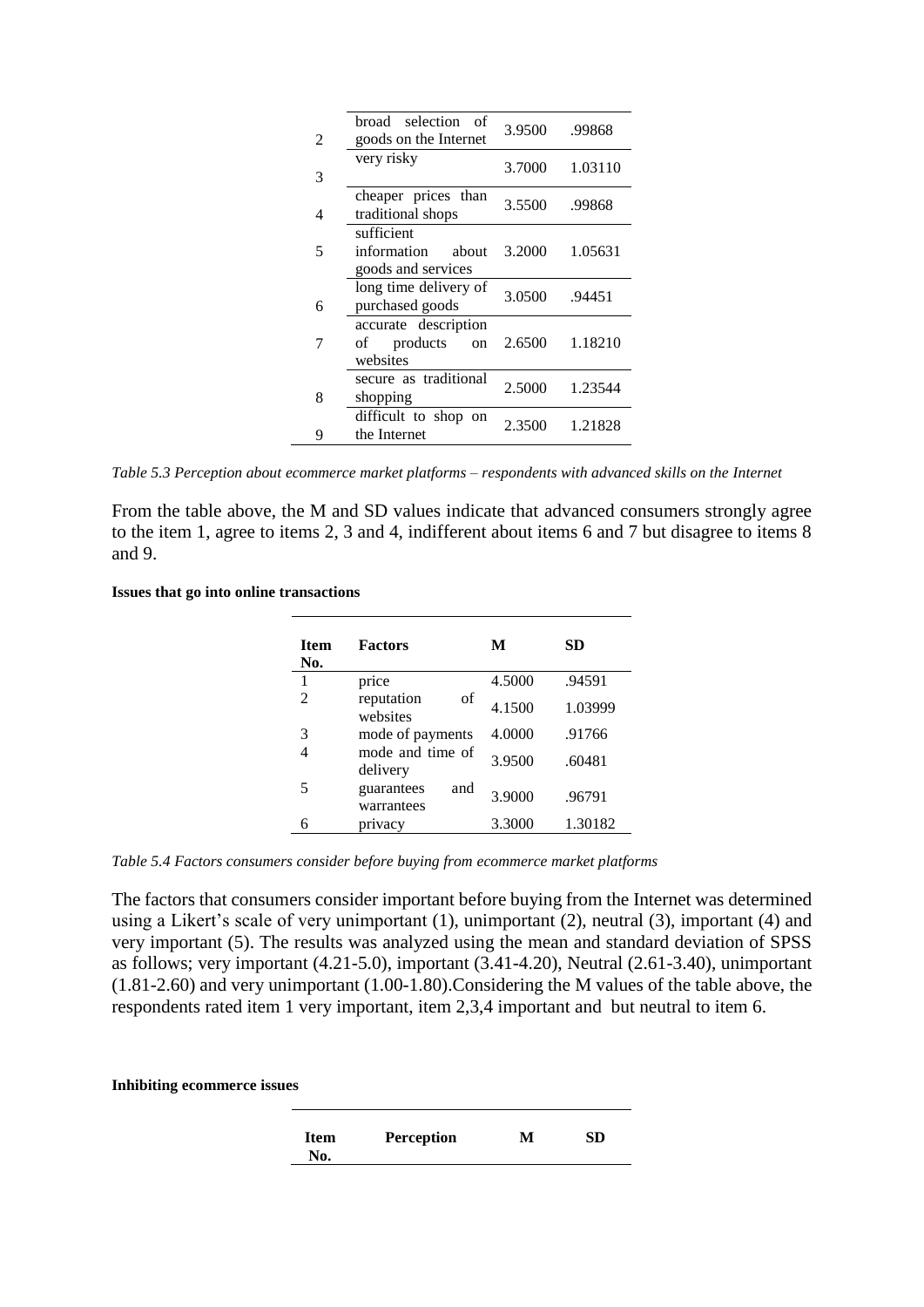| | | | |
|---|---|---|---|
| 2 | broad selection of goods on the Internet | 3.9500 | .99868 |
| 3 | very risky | 3.7000 | 1.03110 |
| 4 | cheaper prices than traditional shops | 3.5500 | .99868 |
| 5 | sufficient information about goods and services | 3.2000 | 1.05631 |
| 6 | long time delivery of purchased goods | 3.0500 | .94451 |
| 7 | accurate description of products on websites | 2.6500 | 1.18210 |
| 8 | secure as traditional shopping | 2.5000 | 1.23544 |
| 9 | difficult to shop on the Internet | 2.3500 | 1.21828 |

*Table 5.3 Perception about ecommerce market platforms – respondents with advanced skills on the Internet*

From the table above, the M and SD values indicate that advanced consumers strongly agree to the item 1, agree to items 2, 3 and 4, indifferent about items 6 and 7 but disagree to items 8 and 9.

**Issues that go into online transactions**

| Item No. | Factors | M | SD |
|---|---|---|---|
| 1 | price | 4.5000 | .94591 |
| 2 | reputation of websites | 4.1500 | 1.03999 |
| 3 | mode of payments | 4.0000 | .91766 |
| 4 | mode and time of delivery | 3.9500 | .60481 |
| 5 | guarantees and warrantees | 3.9000 | .96791 |
| 6 | privacy | 3.3000 | 1.30182 |

*Table 5.4 Factors consumers consider before buying from ecommerce market platforms*

The factors that consumers consider important before buying from the Internet was determined using a Likert's scale of very unimportant (1), unimportant (2), neutral (3), important (4) and very important (5). The results was analyzed using the mean and standard deviation of SPSS as follows; very important (4.21-5.0), important (3.41-4.20), Neutral (2.61-3.40), unimportant (1.81-2.60) and very unimportant (1.00-1.80).Considering the M values of the table above, the respondents rated item 1 very important, item 2,3,4 important and but neutral to item 6.

**Inhibiting ecommerce issues**

| Item No. | Perception | M | SD |
|---|---|---|---|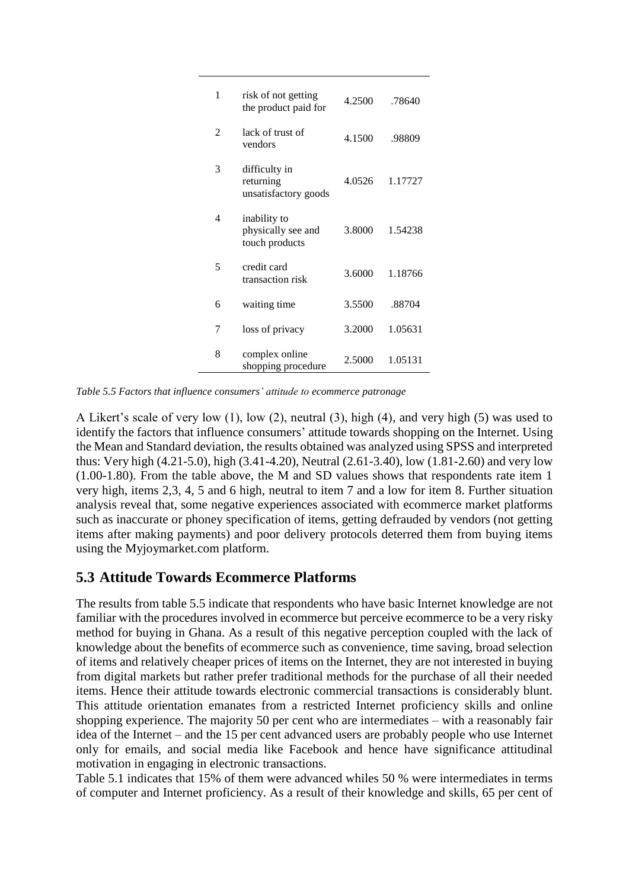| | | | |
|---|---|---|---|
| 1 | risk of not getting the product paid for | 4.2500 | .78640 |
| 2 | lack of trust of vendors | 4.1500 | .98809 |
| 3 | difficulty in returning unsatisfactory goods | 4.0526 | 1.17727 |
| 4 | inability to physically see and touch products | 3.8000 | 1.54238 |
| 5 | credit card transaction risk | 3.6000 | 1.18766 |
| 6 | waiting time | 3.5500 | .88704 |
| 7 | loss of privacy | 3.2000 | 1.05631 |
| 8 | complex online shopping procedure | 2.5000 | 1.05131 |

*Table 5.5 Factors that influence consumers' attitude to ecommerce patronage*

A Likert's scale of very low (1), low (2), neutral (3), high (4), and very high (5) was used to identify the factors that influence consumers' attitude towards shopping on the Internet. Using the Mean and Standard deviation, the results obtained was analyzed using SPSS and interpreted thus: Very high (4.21-5.0), high (3.41-4.20), Neutral (2.61-3.40), low (1.81-2.60) and very low (1.00-1.80). From the table above, the M and SD values shows that respondents rate item 1 very high, items 2,3, 4, 5 and 6 high, neutral to item 7 and a low for item 8. Further situation analysis reveal that, some negative experiences associated with ecommerce market platforms such as inaccurate or phoney specification of items, getting defrauded by vendors (not getting items after making payments) and poor delivery protocols deterred them from buying items using the Myjoymarket.com platform.

## 5.3 Attitude Towards Ecommerce Platforms

The results from table 5.5 indicate that respondents who have basic Internet knowledge are not familiar with the procedures involved in ecommerce but perceive ecommerce to be a very risky method for buying in Ghana. As a result of this negative perception coupled with the lack of knowledge about the benefits of ecommerce such as convenience, time saving, broad selection of items and relatively cheaper prices of items on the Internet, they are not interested in buying from digital markets but rather prefer traditional methods for the purchase of all their needed items. Hence their attitude towards electronic commercial transactions is considerably blunt. This attitude orientation emanates from a restricted Internet proficiency skills and online shopping experience. The majority 50 per cent who are intermediates – with a reasonably fair idea of the Internet – and the 15 per cent advanced users are probably people who use Internet only for emails, and social media like Facebook and hence have significance attitudinal motivation in engaging in electronic transactions.

Table 5.1 indicates that 15% of them were advanced whiles 50 % were intermediates in terms of computer and Internet proficiency. As a result of their knowledge and skills, 65 per cent of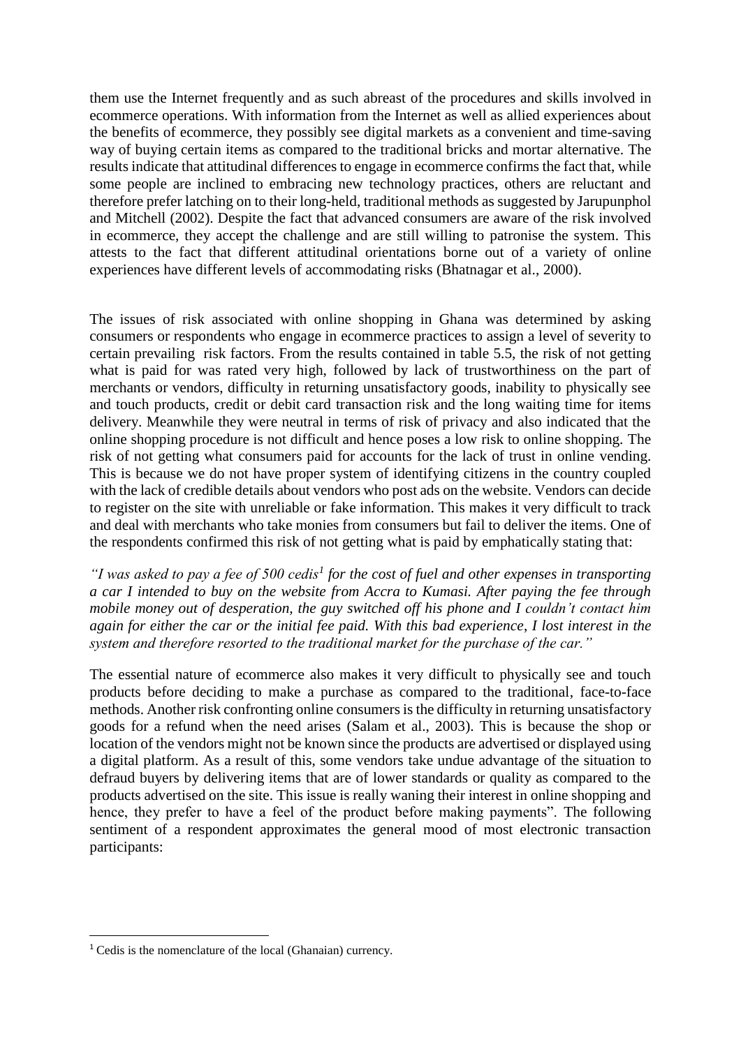them use the Internet frequently and as such abreast of the procedures and skills involved in ecommerce operations. With information from the Internet as well as allied experiences about the benefits of ecommerce, they possibly see digital markets as a convenient and time-saving way of buying certain items as compared to the traditional bricks and mortar alternative. The results indicate that attitudinal differences to engage in ecommerce confirms the fact that, while some people are inclined to embracing new technology practices, others are reluctant and therefore prefer latching on to their long-held, traditional methods as suggested by Jarupunphol and Mitchell (2002). Despite the fact that advanced consumers are aware of the risk involved in ecommerce, they accept the challenge and are still willing to patronise the system. This attests to the fact that different attitudinal orientations borne out of a variety of online experiences have different levels of accommodating risks (Bhatnagar et al., 2000).

The issues of risk associated with online shopping in Ghana was determined by asking consumers or respondents who engage in ecommerce practices to assign a level of severity to certain prevailing risk factors. From the results contained in table 5.5, the risk of not getting what is paid for was rated very high, followed by lack of trustworthiness on the part of merchants or vendors, difficulty in returning unsatisfactory goods, inability to physically see and touch products, credit or debit card transaction risk and the long waiting time for items delivery. Meanwhile they were neutral in terms of risk of privacy and also indicated that the online shopping procedure is not difficult and hence poses a low risk to online shopping. The risk of not getting what consumers paid for accounts for the lack of trust in online vending. This is because we do not have proper system of identifying citizens in the country coupled with the lack of credible details about vendors who post ads on the website. Vendors can decide to register on the site with unreliable or fake information. This makes it very difficult to track and deal with merchants who take monies from consumers but fail to deliver the items. One of the respondents confirmed this risk of not getting what is paid by emphatically stating that:

*"I was asked to pay a fee of 500 cedis[1] for the cost of fuel and other expenses in transporting a car I intended to buy on the website from Accra to Kumasi. After paying the fee through mobile money out of desperation, the guy switched off his phone and I couldn't contact him again for either the car or the initial fee paid. With this bad experience, I lost interest in the system and therefore resorted to the traditional market for the purchase of the car."*

The essential nature of ecommerce also makes it very difficult to physically see and touch products before deciding to make a purchase as compared to the traditional, face-to-face methods. Another risk confronting online consumers is the difficulty in returning unsatisfactory goods for a refund when the need arises (Salam et al., 2003). This is because the shop or location of the vendors might not be known since the products are advertised or displayed using a digital platform. As a result of this, some vendors take undue advantage of the situation to defraud buyers by delivering items that are of lower standards or quality as compared to the products advertised on the site. This issue is really waning their interest in online shopping and hence, they prefer to have a feel of the product before making payments". The following sentiment of a respondent approximates the general mood of most electronic transaction participants:

---

[1] Cedis is the nomenclature of the local (Ghanaian) currency.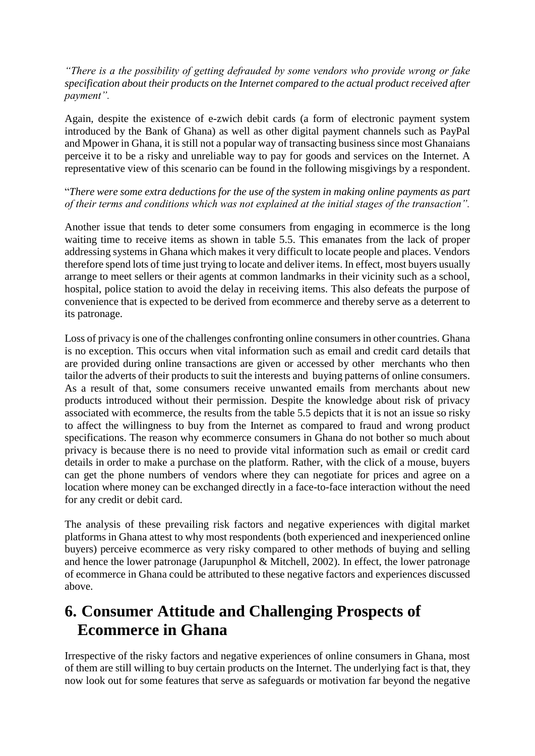*"There is a the possibility of getting defrauded by some vendors who provide wrong or fake specification about their products on the Internet compared to the actual product received after payment".*

Again, despite the existence of e-zwich debit cards (a form of electronic payment system introduced by the Bank of Ghana) as well as other digital payment channels such as PayPal and Mpower in Ghana, it is still not a popular way of transacting business since most Ghanaians perceive it to be a risky and unreliable way to pay for goods and services on the Internet. A representative view of this scenario can be found in the following misgivings by a respondent.

"*There were some extra deductions for the use of the system in making online payments as part of their terms and conditions which was not explained at the initial stages of the transaction".*

Another issue that tends to deter some consumers from engaging in ecommerce is the long waiting time to receive items as shown in table 5.5. This emanates from the lack of proper addressing systems in Ghana which makes it very difficult to locate people and places. Vendors therefore spend lots of time just trying to locate and deliver items. In effect, most buyers usually arrange to meet sellers or their agents at common landmarks in their vicinity such as a school, hospital, police station to avoid the delay in receiving items. This also defeats the purpose of convenience that is expected to be derived from ecommerce and thereby serve as a deterrent to its patronage.

Loss of privacy is one of the challenges confronting online consumers in other countries. Ghana is no exception. This occurs when vital information such as email and credit card details that are provided during online transactions are given or accessed by other merchants who then tailor the adverts of their products to suit the interests and buying patterns of online consumers. As a result of that, some consumers receive unwanted emails from merchants about new products introduced without their permission. Despite the knowledge about risk of privacy associated with ecommerce, the results from the table 5.5 depicts that it is not an issue so risky to affect the willingness to buy from the Internet as compared to fraud and wrong product specifications. The reason why ecommerce consumers in Ghana do not bother so much about privacy is because there is no need to provide vital information such as email or credit card details in order to make a purchase on the platform. Rather, with the click of a mouse, buyers can get the phone numbers of vendors where they can negotiate for prices and agree on a location where money can be exchanged directly in a face-to-face interaction without the need for any credit or debit card.

The analysis of these prevailing risk factors and negative experiences with digital market platforms in Ghana attest to why most respondents (both experienced and inexperienced online buyers) perceive ecommerce as very risky compared to other methods of buying and selling and hence the lower patronage (Jarupunphol & Mitchell, 2002). In effect, the lower patronage of ecommerce in Ghana could be attributed to these negative factors and experiences discussed above.

# 6. Consumer Attitude and Challenging Prospects of Ecommerce in Ghana

Irrespective of the risky factors and negative experiences of online consumers in Ghana, most of them are still willing to buy certain products on the Internet. The underlying fact is that, they now look out for some features that serve as safeguards or motivation far beyond the negative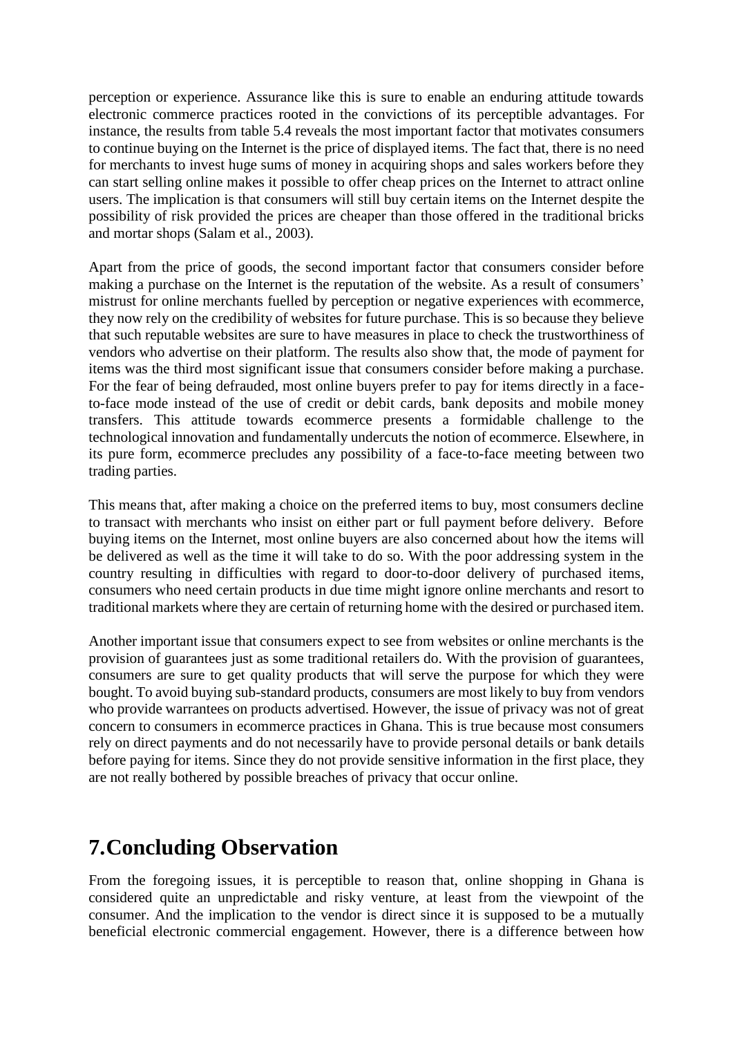perception or experience. Assurance like this is sure to enable an enduring attitude towards electronic commerce practices rooted in the convictions of its perceptible advantages. For instance, the results from table 5.4 reveals the most important factor that motivates consumers to continue buying on the Internet is the price of displayed items. The fact that, there is no need for merchants to invest huge sums of money in acquiring shops and sales workers before they can start selling online makes it possible to offer cheap prices on the Internet to attract online users. The implication is that consumers will still buy certain items on the Internet despite the possibility of risk provided the prices are cheaper than those offered in the traditional bricks and mortar shops (Salam et al., 2003).

Apart from the price of goods, the second important factor that consumers consider before making a purchase on the Internet is the reputation of the website. As a result of consumers' mistrust for online merchants fuelled by perception or negative experiences with ecommerce, they now rely on the credibility of websites for future purchase. This is so because they believe that such reputable websites are sure to have measures in place to check the trustworthiness of vendors who advertise on their platform. The results also show that, the mode of payment for items was the third most significant issue that consumers consider before making a purchase. For the fear of being defrauded, most online buyers prefer to pay for items directly in a face-to-face mode instead of the use of credit or debit cards, bank deposits and mobile money transfers. This attitude towards ecommerce presents a formidable challenge to the technological innovation and fundamentally undercuts the notion of ecommerce. Elsewhere, in its pure form, ecommerce precludes any possibility of a face-to-face meeting between two trading parties.

This means that, after making a choice on the preferred items to buy, most consumers decline to transact with merchants who insist on either part or full payment before delivery. Before buying items on the Internet, most online buyers are also concerned about how the items will be delivered as well as the time it will take to do so. With the poor addressing system in the country resulting in difficulties with regard to door-to-door delivery of purchased items, consumers who need certain products in due time might ignore online merchants and resort to traditional markets where they are certain of returning home with the desired or purchased item.

Another important issue that consumers expect to see from websites or online merchants is the provision of guarantees just as some traditional retailers do. With the provision of guarantees, consumers are sure to get quality products that will serve the purpose for which they were bought. To avoid buying sub-standard products, consumers are most likely to buy from vendors who provide warrantees on products advertised. However, the issue of privacy was not of great concern to consumers in ecommerce practices in Ghana. This is true because most consumers rely on direct payments and do not necessarily have to provide personal details or bank details before paying for items. Since they do not provide sensitive information in the first place, they are not really bothered by possible breaches of privacy that occur online.

# 7.Concluding Observation

From the foregoing issues, it is perceptible to reason that, online shopping in Ghana is considered quite an unpredictable and risky venture, at least from the viewpoint of the consumer. And the implication to the vendor is direct since it is supposed to be a mutually beneficial electronic commercial engagement. However, there is a difference between how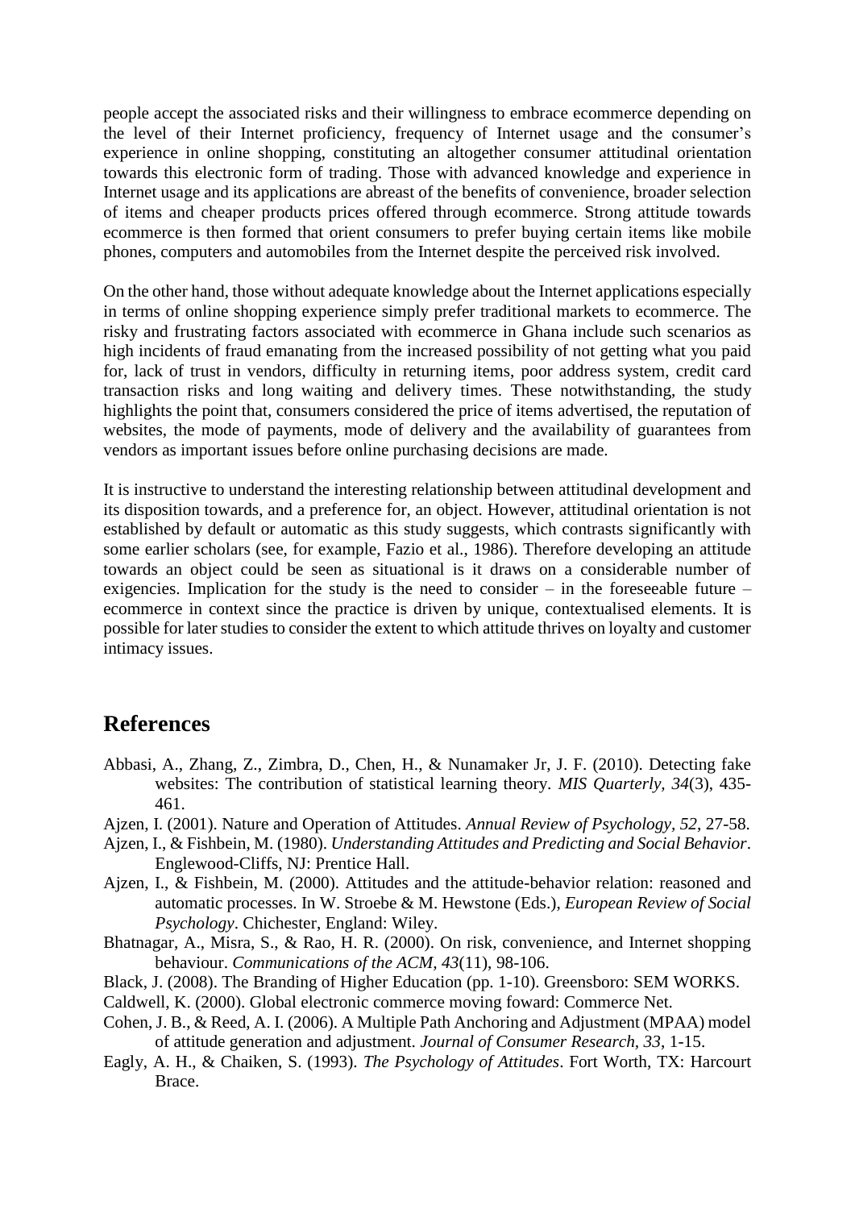people accept the associated risks and their willingness to embrace ecommerce depending on the level of their Internet proficiency, frequency of Internet usage and the consumer's experience in online shopping, constituting an altogether consumer attitudinal orientation towards this electronic form of trading. Those with advanced knowledge and experience in Internet usage and its applications are abreast of the benefits of convenience, broader selection of items and cheaper products prices offered through ecommerce. Strong attitude towards ecommerce is then formed that orient consumers to prefer buying certain items like mobile phones, computers and automobiles from the Internet despite the perceived risk involved.

On the other hand, those without adequate knowledge about the Internet applications especially in terms of online shopping experience simply prefer traditional markets to ecommerce. The risky and frustrating factors associated with ecommerce in Ghana include such scenarios as high incidents of fraud emanating from the increased possibility of not getting what you paid for, lack of trust in vendors, difficulty in returning items, poor address system, credit card transaction risks and long waiting and delivery times. These notwithstanding, the study highlights the point that, consumers considered the price of items advertised, the reputation of websites, the mode of payments, mode of delivery and the availability of guarantees from vendors as important issues before online purchasing decisions are made.

It is instructive to understand the interesting relationship between attitudinal development and its disposition towards, and a preference for, an object. However, attitudinal orientation is not established by default or automatic as this study suggests, which contrasts significantly with some earlier scholars (see, for example, Fazio et al., 1986). Therefore developing an attitude towards an object could be seen as situational is it draws on a considerable number of exigencies. Implication for the study is the need to consider – in the foreseeable future – ecommerce in context since the practice is driven by unique, contextualised elements. It is possible for later studies to consider the extent to which attitude thrives on loyalty and customer intimacy issues.

## References

Abbasi, A., Zhang, Z., Zimbra, D., Chen, H., & Nunamaker Jr, J. F. (2010). Detecting fake websites: The contribution of statistical learning theory. *MIS Quarterly, 34*(3), 435-461.

Ajzen, I. (2001). Nature and Operation of Attitudes. *Annual Review of Psychology, 52*, 27-58.

Ajzen, I., & Fishbein, M. (1980). *Understanding Attitudes and Predicting and Social Behavior*. Englewood-Cliffs, NJ: Prentice Hall.

Ajzen, I., & Fishbein, M. (2000). Attitudes and the attitude-behavior relation: reasoned and automatic processes. In W. Stroebe & M. Hewstone (Eds.), *European Review of Social Psychology*. Chichester, England: Wiley.

Bhatnagar, A., Misra, S., & Rao, H. R. (2000). On risk, convenience, and Internet shopping behaviour. *Communications of the ACM, 43*(11), 98-106.

Black, J. (2008). The Branding of Higher Education (pp. 1-10). Greensboro: SEM WORKS.

Caldwell, K. (2000). Global electronic commerce moving foward: Commerce Net.

Cohen, J. B., & Reed, A. I. (2006). A Multiple Path Anchoring and Adjustment (MPAA) model of attitude generation and adjustment. *Journal of Consumer Research, 33*, 1-15.

Eagly, A. H., & Chaiken, S. (1993). *The Psychology of Attitudes*. Fort Worth, TX: Harcourt Brace.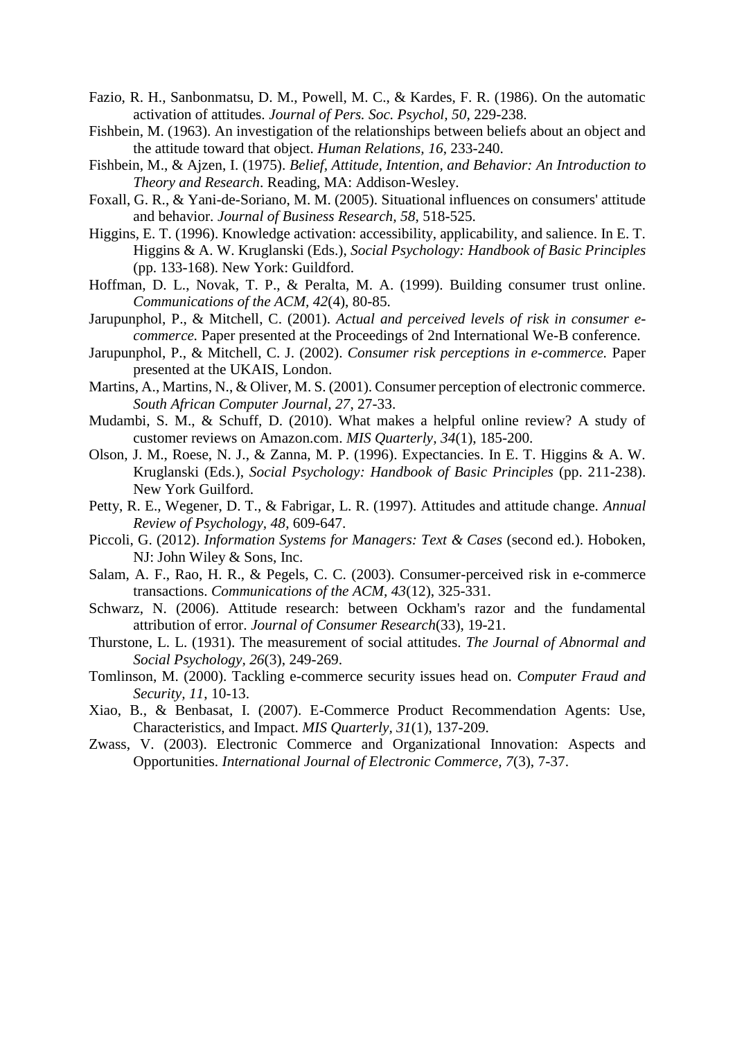Fazio, R. H., Sanbonmatsu, D. M., Powell, M. C., & Kardes, F. R. (1986). On the automatic activation of attitudes. *Journal of Pers. Soc. Psychol, 50*, 229-238.

Fishbein, M. (1963). An investigation of the relationships between beliefs about an object and the attitude toward that object. *Human Relations, 16*, 233-240.

Fishbein, M., & Ajzen, I. (1975). *Belief, Attitude, Intention, and Behavior: An Introduction to Theory and Research*. Reading, MA: Addison-Wesley.

Foxall, G. R., & Yani-de-Soriano, M. M. (2005). Situational influences on consumers' attitude and behavior. *Journal of Business Research, 58*, 518-525.

Higgins, E. T. (1996). Knowledge activation: accessibility, applicability, and salience. In E. T. Higgins & A. W. Kruglanski (Eds.), *Social Psychology: Handbook of Basic Principles* (pp. 133-168). New York: Guildford.

Hoffman, D. L., Novak, T. P., & Peralta, M. A. (1999). Building consumer trust online. *Communications of the ACM, 42*(4), 80-85.

Jarupunphol, P., & Mitchell, C. (2001). *Actual and perceived levels of risk in consumer e-commerce.* Paper presented at the Proceedings of 2nd International We-B conference.

Jarupunphol, P., & Mitchell, C. J. (2002). *Consumer risk perceptions in e-commerce.* Paper presented at the UKAIS, London.

Martins, A., Martins, N., & Oliver, M. S. (2001). Consumer perception of electronic commerce. *South African Computer Journal, 27*, 27-33.

Mudambi, S. M., & Schuff, D. (2010). What makes a helpful online review? A study of customer reviews on Amazon.com. *MIS Quarterly, 34*(1), 185-200.

Olson, J. M., Roese, N. J., & Zanna, M. P. (1996). Expectancies. In E. T. Higgins & A. W. Kruglanski (Eds.), *Social Psychology: Handbook of Basic Principles* (pp. 211-238). New York Guilford.

Petty, R. E., Wegener, D. T., & Fabrigar, L. R. (1997). Attitudes and attitude change. *Annual Review of Psychology, 48*, 609-647.

Piccoli, G. (2012). *Information Systems for Managers: Text & Cases* (second ed.). Hoboken, NJ: John Wiley & Sons, Inc.

Salam, A. F., Rao, H. R., & Pegels, C. C. (2003). Consumer-perceived risk in e-commerce transactions. *Communications of the ACM, 43*(12), 325-331.

Schwarz, N. (2006). Attitude research: between Ockham's razor and the fundamental attribution of error. *Journal of Consumer Research*(33), 19-21.

Thurstone, L. L. (1931). The measurement of social attitudes. *The Journal of Abnormal and Social Psychology, 26*(3), 249-269.

Tomlinson, M. (2000). Tackling e-commerce security issues head on. *Computer Fraud and Security, 11*, 10-13.

Xiao, B., & Benbasat, I. (2007). E-Commerce Product Recommendation Agents: Use, Characteristics, and Impact. *MIS Quarterly, 31*(1), 137-209.

Zwass, V. (2003). Electronic Commerce and Organizational Innovation: Aspects and Opportunities. *International Journal of Electronic Commerce, 7*(3), 7-37.